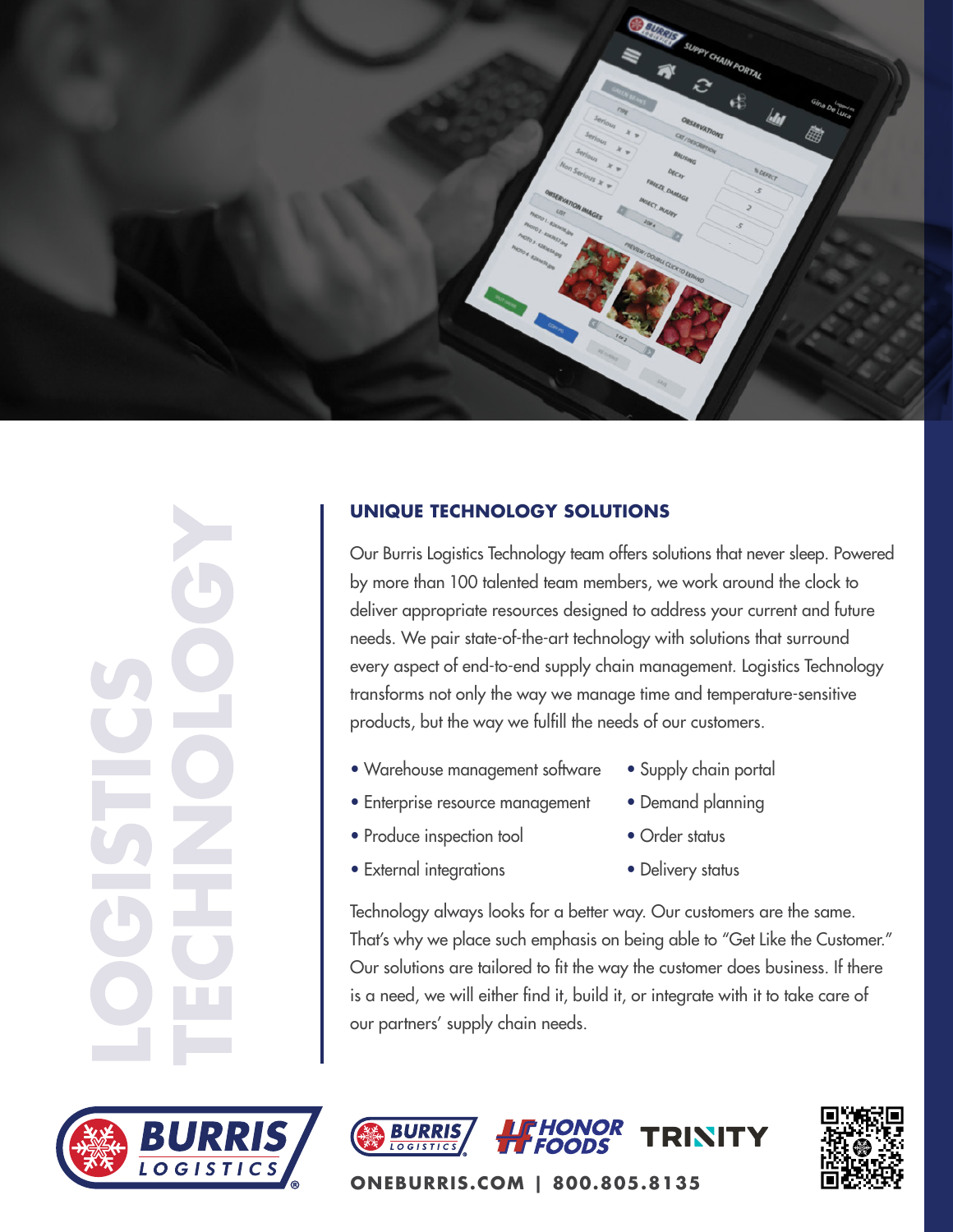# LOGISTICS TECHNOLOGY

## UNIQUE TECHNOLOGY SOLUTIONS

Our Burris Logistics Technology team offers solutions that never sleep. Powered by more than 100 talented team members, we work around the clock to deliver appropriate resources designed to address your current and future needs. We pair state-of-the-art technology with solutions that surround every aspect of end-to-end supply chain management. Logistics Technology transforms not only the way we manage time and temperature-sensitive products, but the way we fulfill the needs of our customers.

- Warehouse management software
- Enterprise resource management
- Produce inspection tool
- External integrations
- Supply chain portal
- Demand planning
- Order status
- Delivery status

Technology always looks for a better way. Our customers are the same. That's why we place such emphasis on being able to "Get Like the Customer." Our solutions are tailored to fit the way the customer does business. If there is a need, we will either find it, build it, or integrate with it to take care of our partners' supply chain needs.

BURRIS LOGISTICS | HONOR FOODS | TRINITY

**ONEBURRIS.COM | 800.805.8135**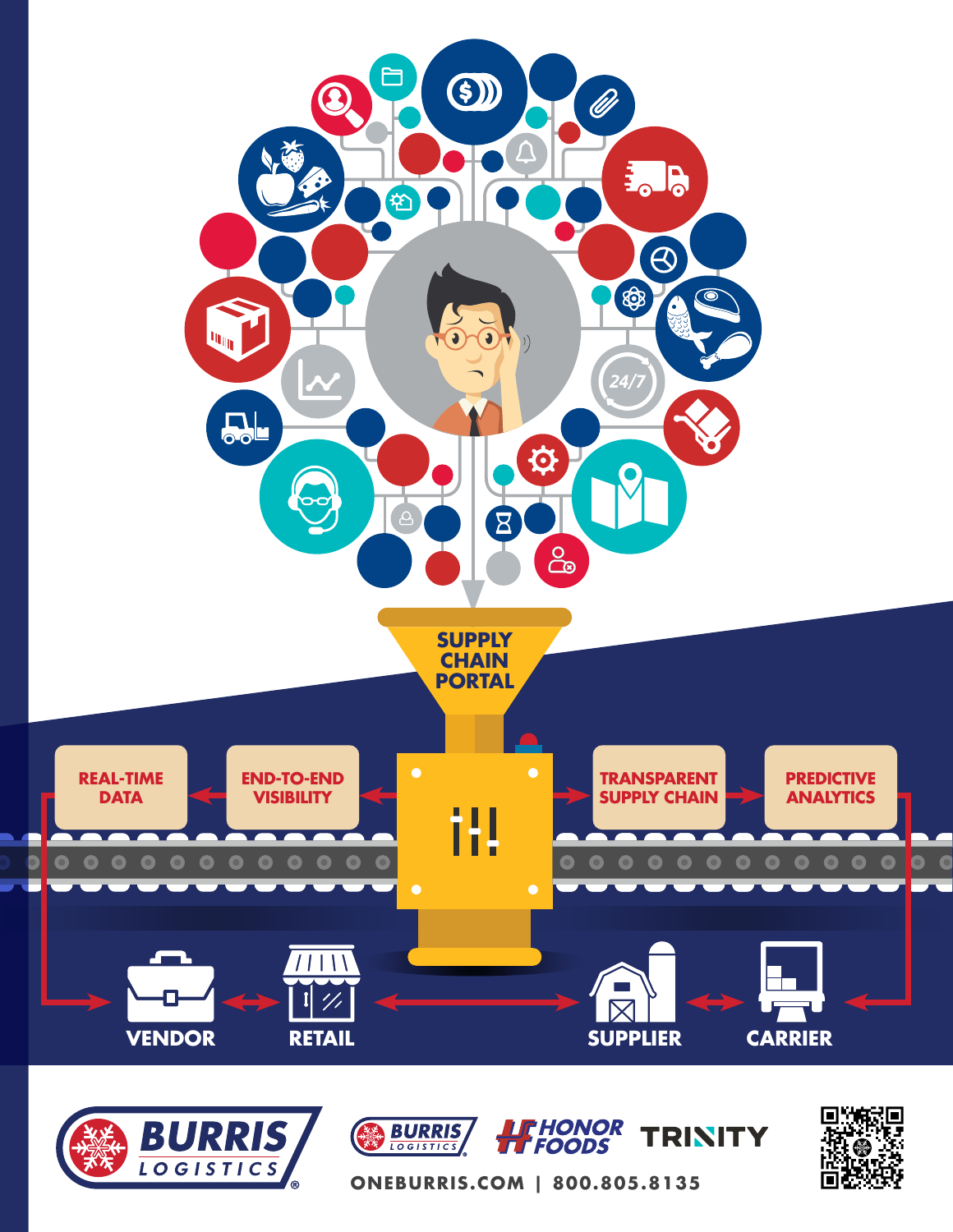SUPPLY CHAIN PORTAL

REAL-TIME DATA

END-TO-END VISIBILITY

TRANSPARENT SUPPLY CHAIN

PREDICTIVE ANALYTICS

VENDOR

RETAIL

SUPPLIER

CARRIER

BURRIS LOGISTICS

BURRIS LOGISTICS | HONOR FOODS | TRINITY

ONEBURRIS.COM | 800.805.8135